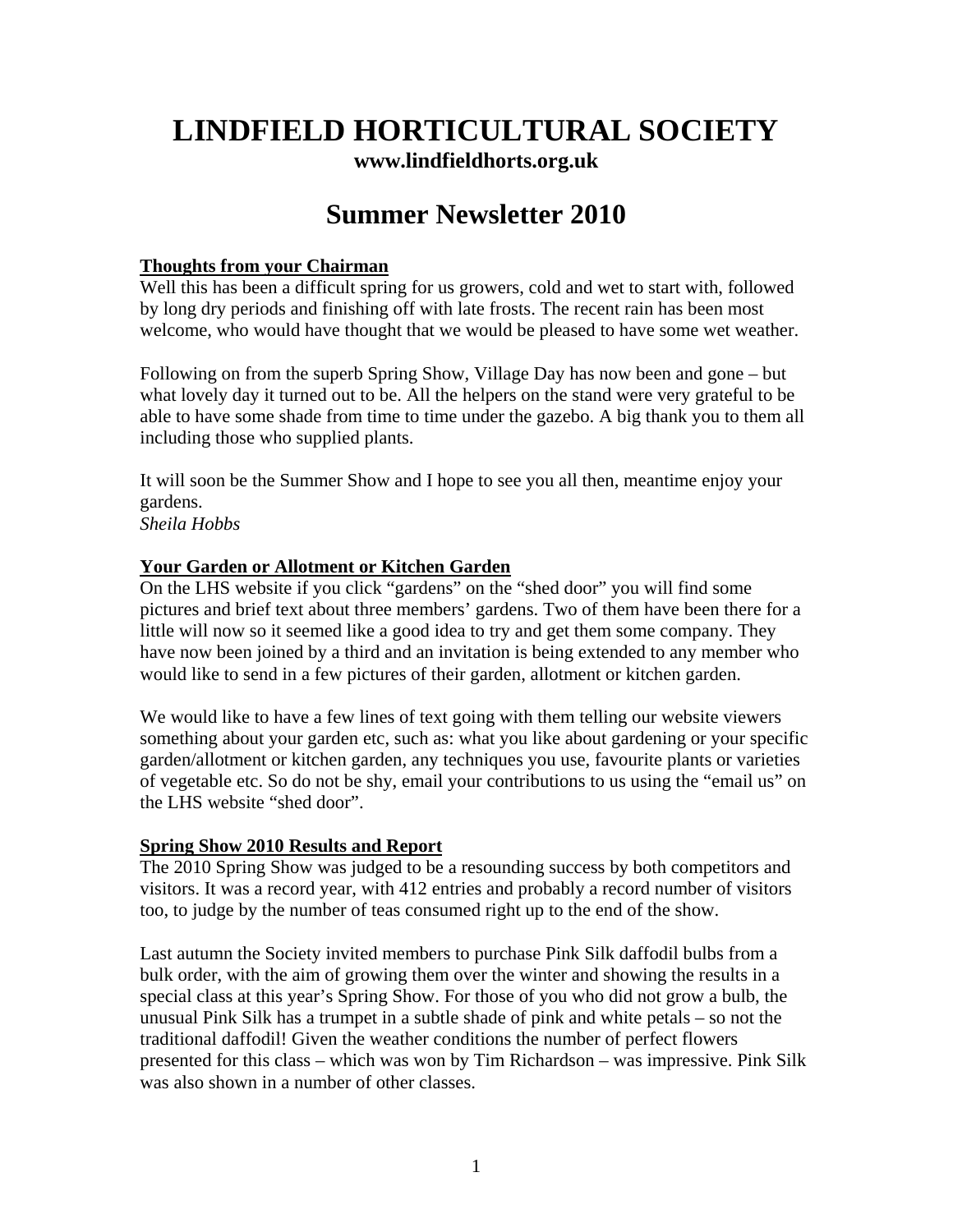# LINDFIELD HORTICULTURAL SOCIETY

**www.lindfieldhorts.org.uk**

## Summer Newsletter 2010

### Thoughts from your Chairman

Well this has been a difficult spring for us growers, cold and wet to start with, followed by long dry periods and finishing off with late frosts. The recent rain has been most welcome, who would have thought that we would be pleased to have some wet weather.

Following on from the superb Spring Show, Village Day has now been and gone – but what lovely day it turned out to be. All the helpers on the stand were very grateful to be able to have some shade from time to time under the gazebo. A big thank you to them all including those who supplied plants.

It will soon be the Summer Show and I hope to see you all then, meantime enjoy your gardens.

*Sheila Hobbs*

### Your Garden or Allotment or Kitchen Garden

On the LHS website if you click "gardens" on the "shed door" you will find some pictures and brief text about three members' gardens. Two of them have been there for a little will now so it seemed like a good idea to try and get them some company. They have now been joined by a third and an invitation is being extended to any member who would like to send in a few pictures of their garden, allotment or kitchen garden.

We would like to have a few lines of text going with them telling our website viewers something about your garden etc, such as: what you like about gardening or your specific garden/allotment or kitchen garden, any techniques you use, favourite plants or varieties of vegetable etc. So do not be shy, email your contributions to us using the "email us" on the LHS website "shed door".

### Spring Show 2010 Results and Report

The 2010 Spring Show was judged to be a resounding success by both competitors and visitors. It was a record year, with 412 entries and probably a record number of visitors too, to judge by the number of teas consumed right up to the end of the show.

Last autumn the Society invited members to purchase Pink Silk daffodil bulbs from a bulk order, with the aim of growing them over the winter and showing the results in a special class at this year's Spring Show. For those of you who did not grow a bulb, the unusual Pink Silk has a trumpet in a subtle shade of pink and white petals – so not the traditional daffodil! Given the weather conditions the number of perfect flowers presented for this class – which was won by Tim Richardson – was impressive. Pink Silk was also shown in a number of other classes.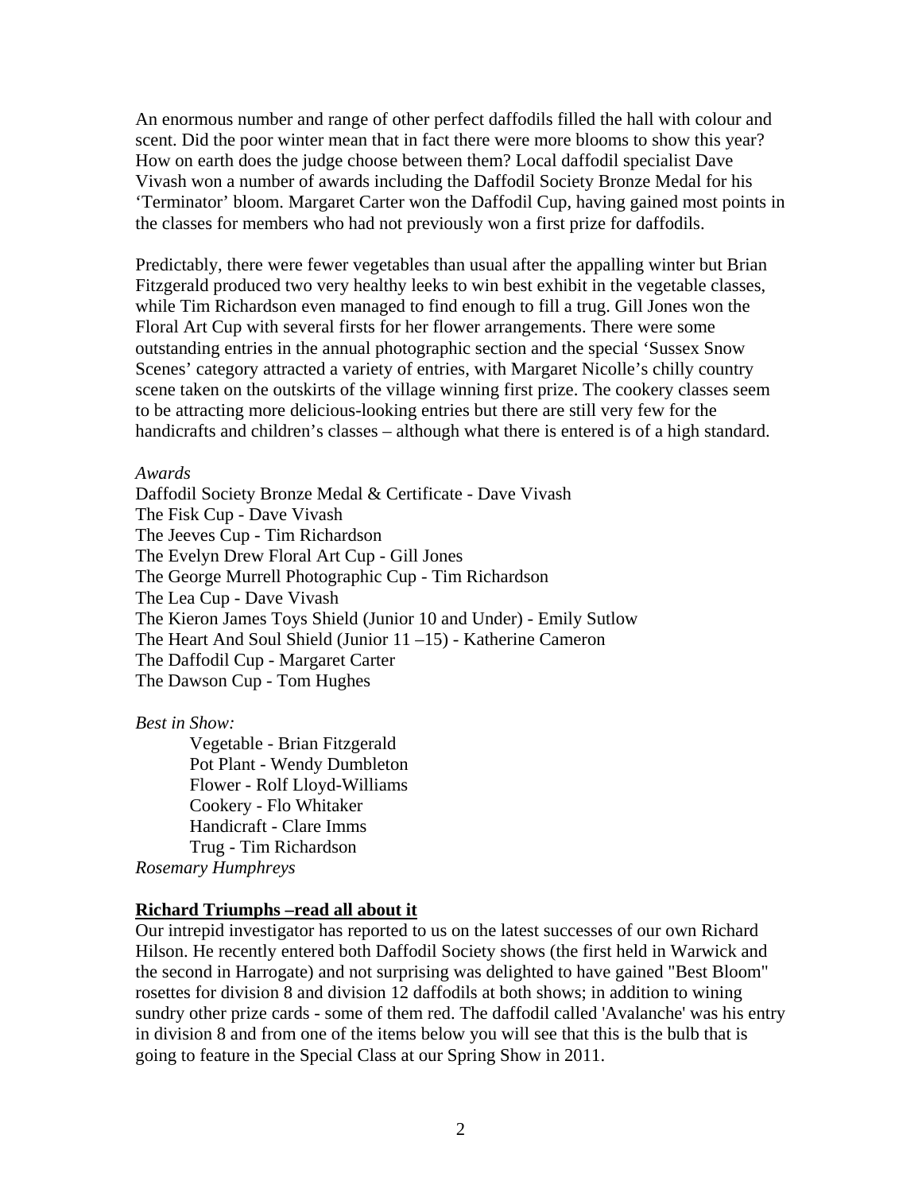An enormous number and range of other perfect daffodils filled the hall with colour and scent. Did the poor winter mean that in fact there were more blooms to show this year? How on earth does the judge choose between them? Local daffodil specialist Dave Vivash won a number of awards including the Daffodil Society Bronze Medal for his 'Terminator' bloom. Margaret Carter won the Daffodil Cup, having gained most points in the classes for members who had not previously won a first prize for daffodils.

Predictably, there were fewer vegetables than usual after the appalling winter but Brian Fitzgerald produced two very healthy leeks to win best exhibit in the vegetable classes, while Tim Richardson even managed to find enough to fill a trug. Gill Jones won the Floral Art Cup with several firsts for her flower arrangements. There were some outstanding entries in the annual photographic section and the special 'Sussex Snow Scenes' category attracted a variety of entries, with Margaret Nicolle's chilly country scene taken on the outskirts of the village winning first prize. The cookery classes seem to be attracting more delicious-looking entries but there are still very few for the handicrafts and children's classes – although what there is entered is of a high standard.

*Awards*

Daffodil Society Bronze Medal & Certificate - Dave Vivash
The Fisk Cup - Dave Vivash
The Jeeves Cup - Tim Richardson
The Evelyn Drew Floral Art Cup - Gill Jones
The George Murrell Photographic Cup - Tim Richardson
The Lea Cup - Dave Vivash
The Kieron James Toys Shield (Junior 10 and Under) - Emily Sutlow
The Heart And Soul Shield (Junior 11 –15) - Katherine Cameron
The Daffodil Cup - Margaret Carter
The Dawson Cup - Tom Hughes

*Best in Show:*

Vegetable - Brian Fitzgerald
Pot Plant - Wendy Dumbleton
Flower - Rolf Lloyd-Williams
Cookery - Flo Whitaker
Handicraft - Clare Imms
Trug - Tim Richardson

*Rosemary Humphreys*

## Richard Triumphs –read all about it

Our intrepid investigator has reported to us on the latest successes of our own Richard Hilson. He recently entered both Daffodil Society shows (the first held in Warwick and the second in Harrogate) and not surprising was delighted to have gained "Best Bloom" rosettes for division 8 and division 12 daffodils at both shows; in addition to wining sundry other prize cards - some of them red. The daffodil called 'Avalanche' was his entry in division 8 and from one of the items below you will see that this is the bulb that is going to feature in the Special Class at our Spring Show in 2011.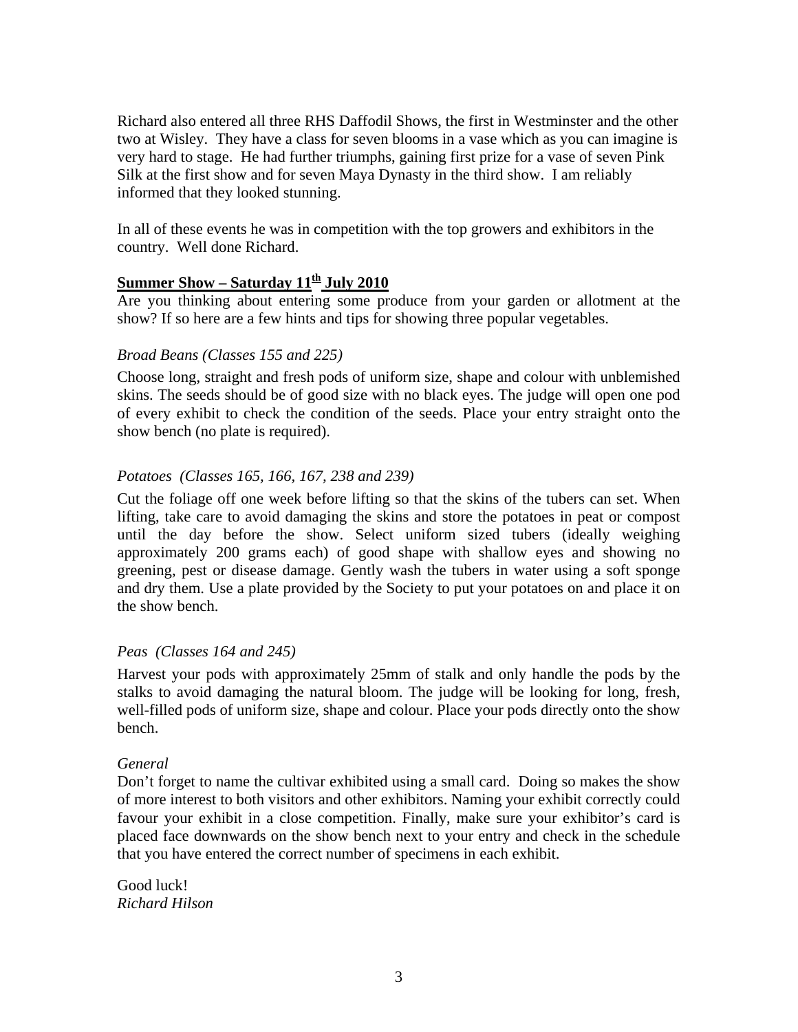Richard also entered all three RHS Daffodil Shows, the first in Westminster and the other two at Wisley. They have a class for seven blooms in a vase which as you can imagine is very hard to stage. He had further triumphs, gaining first prize for a vase of seven Pink Silk at the first show and for seven Maya Dynasty in the third show. I am reliably informed that they looked stunning.

In all of these events he was in competition with the top growers and exhibitors in the country. Well done Richard.

## **Summer Show – Saturday 11th July 2010**

Are you thinking about entering some produce from your garden or allotment at the show? If so here are a few hints and tips for showing three popular vegetables.

*Broad Beans (Classes 155 and 225)*

Choose long, straight and fresh pods of uniform size, shape and colour with unblemished skins. The seeds should be of good size with no black eyes. The judge will open one pod of every exhibit to check the condition of the seeds. Place your entry straight onto the show bench (no plate is required).

*Potatoes (Classes 165, 166, 167, 238 and 239)*

Cut the foliage off one week before lifting so that the skins of the tubers can set. When lifting, take care to avoid damaging the skins and store the potatoes in peat or compost until the day before the show. Select uniform sized tubers (ideally weighing approximately 200 grams each) of good shape with shallow eyes and showing no greening, pest or disease damage. Gently wash the tubers in water using a soft sponge and dry them. Use a plate provided by the Society to put your potatoes on and place it on the show bench.

*Peas (Classes 164 and 245)*

Harvest your pods with approximately 25mm of stalk and only handle the pods by the stalks to avoid damaging the natural bloom. The judge will be looking for long, fresh, well-filled pods of uniform size, shape and colour. Place your pods directly onto the show bench.

*General*

Don't forget to name the cultivar exhibited using a small card. Doing so makes the show of more interest to both visitors and other exhibitors. Naming your exhibit correctly could favour your exhibit in a close competition. Finally, make sure your exhibitor's card is placed face downwards on the show bench next to your entry and check in the schedule that you have entered the correct number of specimens in each exhibit.

Good luck!
*Richard Hilson*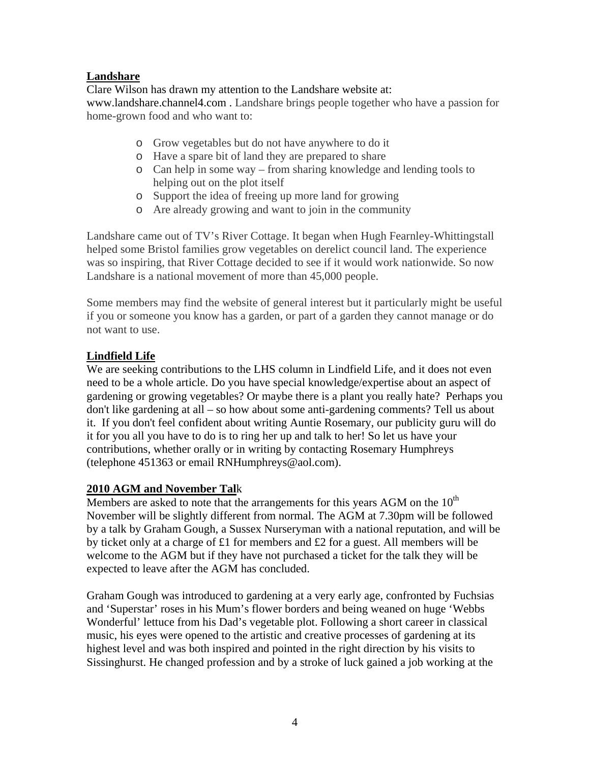## **Landshare**

Clare Wilson has drawn my attention to the Landshare website at: www.landshare.channel4.com . Landshare brings people together who have a passion for home-grown food and who want to:

- Grow vegetables but do not have anywhere to do it
- Have a spare bit of land they are prepared to share
- Can help in some way – from sharing knowledge and lending tools to helping out on the plot itself
- Support the idea of freeing up more land for growing
- Are already growing and want to join in the community

Landshare came out of TV's River Cottage. It began when Hugh Fearnley-Whittingstall helped some Bristol families grow vegetables on derelict council land. The experience was so inspiring, that River Cottage decided to see if it would work nationwide. So now Landshare is a national movement of more than 45,000 people.

Some members may find the website of general interest but it particularly might be useful if you or someone you know has a garden, or part of a garden they cannot manage or do not want to use.

## **Lindfield Life**

We are seeking contributions to the LHS column in Lindfield Life, and it does not even need to be a whole article. Do you have special knowledge/expertise about an aspect of gardening or growing vegetables? Or maybe there is a plant you really hate? Perhaps you don't like gardening at all – so how about some anti-gardening comments? Tell us about it. If you don't feel confident about writing Auntie Rosemary, our publicity guru will do it for you all you have to do is to ring her up and talk to her! So let us have your contributions, whether orally or in writing by contacting Rosemary Humphreys (telephone 451363 or email RNHumphreys@aol.com).

## **2010 AGM and November Talk**

Members are asked to note that the arrangements for this years AGM on the 10th November will be slightly different from normal. The AGM at 7.30pm will be followed by a talk by Graham Gough, a Sussex Nurseryman with a national reputation, and will be by ticket only at a charge of £1 for members and £2 for a guest. All members will be welcome to the AGM but if they have not purchased a ticket for the talk they will be expected to leave after the AGM has concluded.

Graham Gough was introduced to gardening at a very early age, confronted by Fuchsias and 'Superstar' roses in his Mum's flower borders and being weaned on huge 'Webbs Wonderful' lettuce from his Dad's vegetable plot. Following a short career in classical music, his eyes were opened to the artistic and creative processes of gardening at its highest level and was both inspired and pointed in the right direction by his visits to Sissinghurst. He changed profession and by a stroke of luck gained a job working at the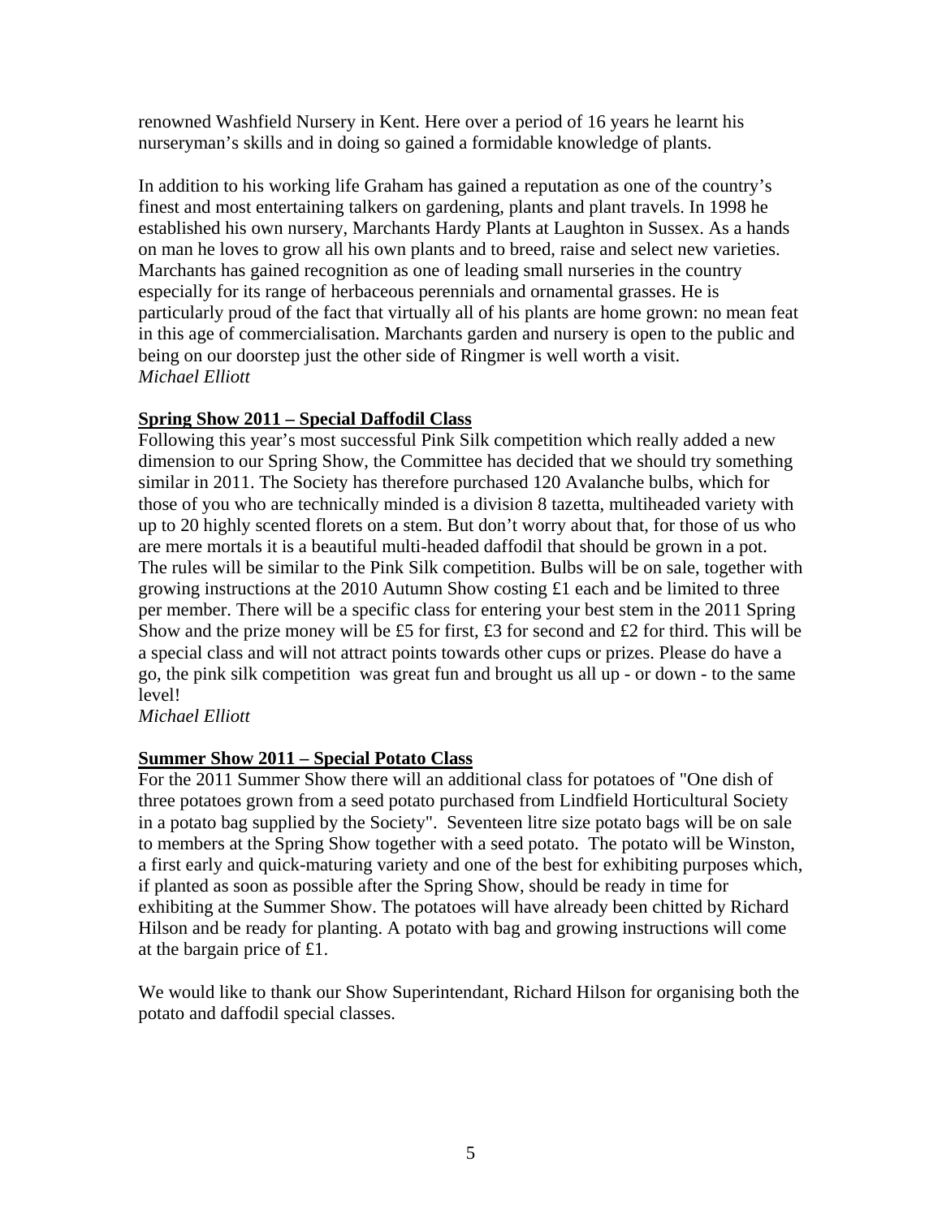renowned Washfield Nursery in Kent. Here over a period of 16 years he learnt his nurseryman's skills and in doing so gained a formidable knowledge of plants.

In addition to his working life Graham has gained a reputation as one of the country's finest and most entertaining talkers on gardening, plants and plant travels. In 1998 he established his own nursery, Marchants Hardy Plants at Laughton in Sussex. As a hands on man he loves to grow all his own plants and to breed, raise and select new varieties. Marchants has gained recognition as one of leading small nurseries in the country especially for its range of herbaceous perennials and ornamental grasses. He is particularly proud of the fact that virtually all of his plants are home grown: no mean feat in this age of commercialisation. Marchants garden and nursery is open to the public and being on our doorstep just the other side of Ringmer is well worth a visit.
*Michael Elliott*

**Spring Show 2011 – Special Daffodil Class**

Following this year's most successful Pink Silk competition which really added a new dimension to our Spring Show, the Committee has decided that we should try something similar in 2011. The Society has therefore purchased 120 Avalanche bulbs, which for those of you who are technically minded is a division 8 tazetta, multiheaded variety with up to 20 highly scented florets on a stem. But don't worry about that, for those of us who are mere mortals it is a beautiful multi-headed daffodil that should be grown in a pot. The rules will be similar to the Pink Silk competition. Bulbs will be on sale, together with growing instructions at the 2010 Autumn Show costing £1 each and be limited to three per member. There will be a specific class for entering your best stem in the 2011 Spring Show and the prize money will be £5 for first, £3 for second and £2 for third. This will be a special class and will not attract points towards other cups or prizes. Please do have a go, the pink silk competition was great fun and brought us all up - or down - to the same level!
*Michael Elliott*

**Summer Show 2011 – Special Potato Class**

For the 2011 Summer Show there will an additional class for potatoes of "One dish of three potatoes grown from a seed potato purchased from Lindfield Horticultural Society in a potato bag supplied by the Society". Seventeen litre size potato bags will be on sale to members at the Spring Show together with a seed potato. The potato will be Winston, a first early and quick-maturing variety and one of the best for exhibiting purposes which, if planted as soon as possible after the Spring Show, should be ready in time for exhibiting at the Summer Show. The potatoes will have already been chitted by Richard Hilson and be ready for planting. A potato with bag and growing instructions will come at the bargain price of £1.

We would like to thank our Show Superintendant, Richard Hilson for organising both the potato and daffodil special classes.